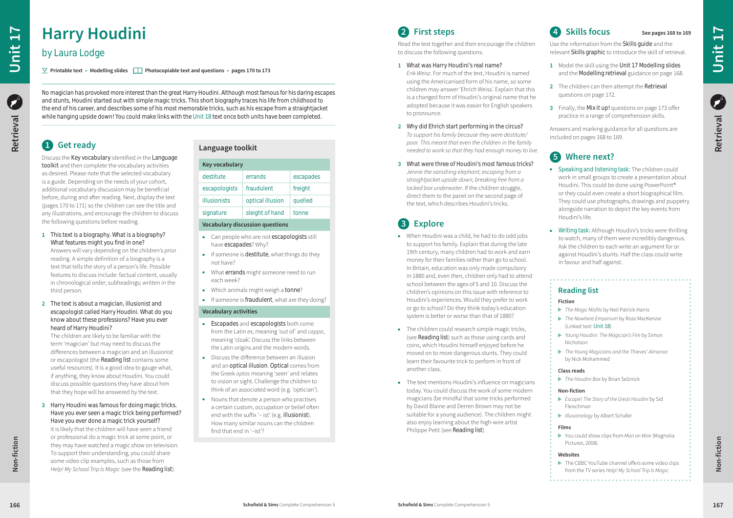# Harry Houdini

## by Laura Lodge

Printable text • Modelling slides Photocopiable text and questions • pages 170 to 173

No magician has provoked more interest than the great Harry Houdini. Although most famous for his daring escapes and stunts, Houdini started out with simple magic tricks. This short biography traces his life from childhood to the end of his career, and describes some of his most memorable tricks, such as his escape from a straightjacket while hanging upside down! You could make links with the Unit 18 text once both units have been completed.

## 1 Get ready

Discuss the **Key vocabulary** identified in the **Language toolkit** and then complete the vocabulary activities as desired. Please note that the selected vocabulary is a guide. Depending on the needs of your cohort, additional vocabulary discussion may be beneficial before, during and after reading. Next, display the text (pages 170 to 171) so the children can see the title and any illustrations, and encourage the children to discuss the following questions before reading.

1. This text is a biography. What is a biography? What features might you find in one?
   Answers will vary depending on the children's prior reading. A simple definition of a biography is a text that tells the story of a person's life. Possible features to discuss include: factual content, usually in chronological order; subheadings; written in the third person.

2. The text is about a magician, illusionist and escapologist called Harry Houdini. What do you know about these professions? Have you ever heard of Harry Houdini?
   The children are likely to be familiar with the term 'magician' but may need to discuss the differences between a magician and an illusionist or escapologist (the **Reading list** contains some useful resources). It is a good idea to gauge what, if anything, they know about Houdini. You could discuss possible questions they have about him that they hope will be answered by the text.

3. Harry Houdini was famous for doing magic tricks. Have you ever seen a magic trick being performed? Have you ever done a magic trick yourself?
   It is likely that the children will have seen a friend or professional do a magic trick at some point, or they may have watched a magic show on television. To support their understanding, you could share some video clip examples, such as those from *Help! My School Trip Is Magic* (see the **Reading list**).

### Language toolkit

**Key vocabulary**

| | | |
|---|---|---|
| destitute | errands | escapades |
| escapologists | fraudulent | freight |
| illusionists | optical illusion | quelled |
| signature | sleight of hand | tonne |

**Vocabulary discussion questions**

- Can people who are not **escapologists** still have **escapades**? Why?
- If someone is **destitute**, what things do they not have?
- What **errands** might someone need to run each week?
- Which animals might weigh a **tonne**?
- If someone is **fraudulent**, what are they doing?

**Vocabulary activities**

- **Escapades** and **escapologists** both come from the Latin *ex*, meaning 'out of' and *cappa*, meaning 'cloak'. Discuss the links between the Latin origins and the modern words.
- Discuss the difference between an illusion and an **optical illusion**. **Optical** comes from the Greek *optos* meaning 'seen' and relates to vision or sight. Challenge the children to think of an associated word (e.g. 'optician').
- Nouns that denote a person who practises a certain custom, occupation or belief often end with the suffix '–ist' (e.g. **illusionist**). How many similar nouns can the children find that end in '–ist'?

## 2 First steps

Read the text together and then encourage the children to discuss the following questions.

1. What was Harry Houdini's real name?
   *Erik Weisz*. For much of the text, Houdini is named using the Americanised form of his name, so some children may answer 'Ehrich Weiss'. Explain that this is a changed form of Houdini's original name that he adopted because it was easier for English speakers to pronounce.

2. Why did Ehrich start performing in the circus?
   *To support his family because they were destitute/poor. This meant that even the children in the family needed to work so that they had enough money to live.*

3. What were three of Houdini's most famous tricks?
   *Jennie the vanishing elephant; escaping from a straightjacket upside down; breaking free from a locked box underwater*. If the children struggle, direct them to the panel on the second page of the text, which describes Houdini's tricks.

## 3 Explore

- When Houdini was a child, he had to do odd jobs to support his family. Explain that during the late 19th century, many children had to work and earn money for their families rather than go to school. In Britain, education was only made compulsory in 1880 and, even then, children only had to attend school between the ages of 5 and 10. Discuss the children's opinions on this issue with reference to Houdini's experiences. Would they prefer to work or go to school? Do they think today's education system is better or worse than that of 1880?
- The children could research simple magic tricks, (see **Reading list**) such as those using cards and coins, which Houdini himself enjoyed before he moved on to more dangerous stunts. They could learn their favourite trick to perform in front of another class.
- The text mentions Houdini's influence on magicians today. You could discuss the work of some modern magicians (be mindful that some tricks performed by David Blaine and Derren Brown may not be suitable for a young audience). The children might also enjoy learning about the high-wire artist Philippe Petit (see **Reading list**).

## 4 Skills focus

See pages 168 to 169

Use the information from the **Skills guide** and the relevant **Skills graphic** to introduce the skill of retrieval.

1. Model the skill using the **Unit 17 Modelling slides** and the **Modelling retrieval** guidance on page 168.
2. The children can then attempt the **Retrieval** questions on page 172.
3. Finally, the **Mix it up!** questions on page 173 offer practice in a range of comprehension skills.

Answers and marking guidance for all questions are included on pages 168 to 169.

## 5 Where next?

- Speaking and listening task: The children could work in small groups to create a presentation about Houdini. This could be done using PowerPoint® or they could even create a short biographical film. They could use photographs, drawings and puppetry alongside narration to depict the key events from Houdini's life.
- Writing task: Although Houdini's tricks were thrilling to watch, many of them were incredibly dangerous. Ask the children to each write an argument for or against Houdini's stunts. Half the class could write in favour and half against.

### Reading list

**Fiction**

- *The Magic Misfits* by Neil Patrick Harris
- *The Nowhere Emporium* by Ross MacKenzie (Linked text: Unit 18)
- *Young Houdini: The Magician's Fire* by Simon Nicholson
- *The Young Magicians and the Thieves' Almanac* by Nick Mohammed

**Class reads**

- *The Houdini Box* by Brian Selznick

**Non-fiction**

- *Escape! The Story of the Great Houdini* by Sid Fleischman
- *Illusionology* by Albert Schafer

**Films**

- You could show clips from *Man on Wire* (Magnolia Pictures, 2008).

**Websites**

- The CBBC YouTube channel offers some video clips from the TV series *Help! My School Trip Is Magic*.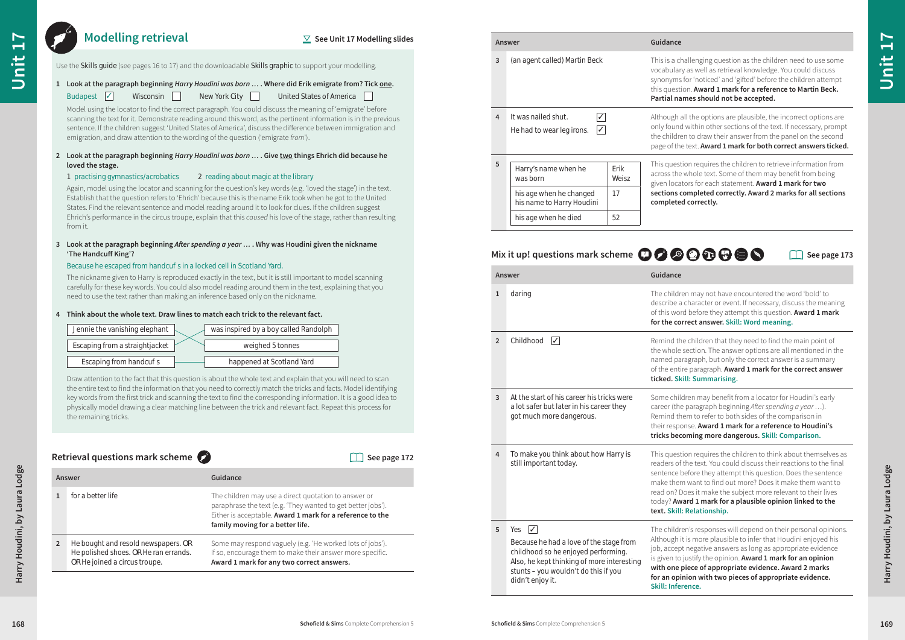## Modelling retrieval

See Unit 17 Modelling slides

Use the **Skills guide** (see pages 16 to 17) and the downloadable **Skills graphic** to support your modelling.

**1 Look at the paragraph beginning *Harry Houdini was born …* . Where did Erik emigrate from? Tick one.**

Budapest ☑ Wisconsin ☐ New York City ☐ United States of America ☐

Model using the locator to find the correct paragraph. You could discuss the meaning of 'emigrate' before scanning the text for it. Demonstrate reading around this word, as the pertinent information is in the previous sentence. If the children suggest 'United States of America', discuss the difference between immigration and emigration, and draw attention to the wording of the question ('emigrate *from*').

**2 Look at the paragraph beginning *Harry Houdini was born …* . Give two things Ehrich did because he loved the stage.**

1 practising gymnastics/acrobatics 2 reading about magic at the library

Again, model using the locator and scanning for the question's key words (e.g. 'loved the stage') in the text. Establish that the question refers to 'Ehrich' because this is the name Erik took when he got to the United States. Find the relevant sentence and model reading around it to look for clues. If the children suggest Ehrich's performance in the circus troupe, explain that this *caused* his love of the stage, rather than resulting from it.

**3 Look at the paragraph beginning *After spending a year …* . Why was Houdini given the nickname 'The Handcuff King'?**

Because he escaped from handcuffs in a locked cell in Scotland Yard.

The nickname given to Harry is reproduced exactly in the text, but it is still important to model scanning carefully for these key words. You could also model reading around them in the text, explaining that you need to use the text rather than making an inference based only on the nickname.

**4 Think about the whole text. Draw lines to match each trick to the relevant fact.**

| Trick | Fact |
|---|---|
| Jennie the vanishing elephant | weighed 5 tonnes |
| Escaping from a straightjacket | was inspired by a boy called Randolph |
| Escaping from handcuffs | happened at Scotland Yard |

Draw attention to the fact that this question is about the whole text and explain that you will need to scan the entire text to find the information that you need to correctly match the tricks and facts. Model identifying key words from the first trick and scanning the text to find the corresponding information. It is a good idea to physically model drawing a clear matching line between the trick and relevant fact. Repeat this process for the remaining tricks.

## Retrieval questions mark scheme

See page 172

| | Answer | Guidance |
|---|---|---|
| 1 | for a better life | The children may use a direct quotation to answer or paraphrase the text (e.g. 'They wanted to get better jobs'). Either is acceptable. **Award 1 mark for a reference to the family moving for a better life.** |
| 2 | He bought and resold newspapers. OR He polished shoes. OR He ran errands. OR He joined a circus troupe. | Some may respond vaguely (e.g. 'He worked lots of jobs'). If so, encourage them to make their answer more specific. **Award 1 mark for any two correct answers.** |
| 3 | (an agent called) Martin Beck | This is a challenging question as the children need to use some vocabulary as well as retrieval knowledge. You could discuss synonyms for 'noticed' and 'gifted' before the children attempt this question. **Award 1 mark for a reference to Martin Beck. Partial names should not be accepted.** |
| 4 | It was nailed shut. ☑ He had to wear leg irons. ☑ | Although all the options are plausible, the incorrect options are only found within other sections of the text. If necessary, prompt the children to draw their answer from the panel on the second page of the text. **Award 1 mark for both correct answers ticked.** |
| 5 | Harry's name when he was born: Erik Weisz; his age when he changed his name to Harry Houdini: 17; his age when he died: 52 | This question requires the children to retrieve information from across the whole text. Some of them may benefit from being given locators for each statement. **Award 1 mark for two sections completed correctly. Award 2 marks for all sections completed correctly.** |

## Mix it up! questions mark scheme

See page 173

| | Answer | Guidance |
|---|---|---|
| 1 | daring | The children may not have encountered the word 'bold' to describe a character or event. If necessary, discuss the meaning of this word before they attempt this question. **Award 1 mark for the correct answer.** **Skill: Word meaning.** |
| 2 | Childhood ☑ | Remind the children that they need to find the main point of the whole section. The answer options are all mentioned in the named paragraph, but only the correct answer is a summary of the entire paragraph. **Award 1 mark for the correct answer ticked.** **Skill: Summarising.** |
| 3 | At the start of his career his tricks were a lot safer but later in his career they got much more dangerous. | Some children may benefit from a locator for Houdini's early career (the paragraph beginning *After spending a year …*). Remind them to refer to both sides of the comparison in their response. **Award 1 mark for a reference to Houdini's tricks becoming more dangerous.** **Skill: Comparison.** |
| 4 | To make you think about how Harry is still important today. | This question requires the children to think about themselves as readers of the text. You could discuss their reactions to the final sentence before they attempt this question. Does the sentence make them want to find out more? Does it make them want to read on? Does it make the subject more relevant to their lives today? **Award 1 mark for a plausible opinion linked to the text.** **Skill: Relationship.** |
| 5 | Yes ☑ Because he had a love of the stage from childhood so he enjoyed performing. Also, he kept thinking of new interesting stunts – you wouldn't do this if you didn't enjoy it. | The children's responses will depend on their personal opinions. Although it is more plausible to infer that Houdini enjoyed his job, accept negative answers as long as appropriate evidence is given to justify the opinion. **Award 1 mark for an opinion with one piece of appropriate evidence. Award 2 marks for an opinion with two pieces of appropriate evidence.** **Skill: Inference.** |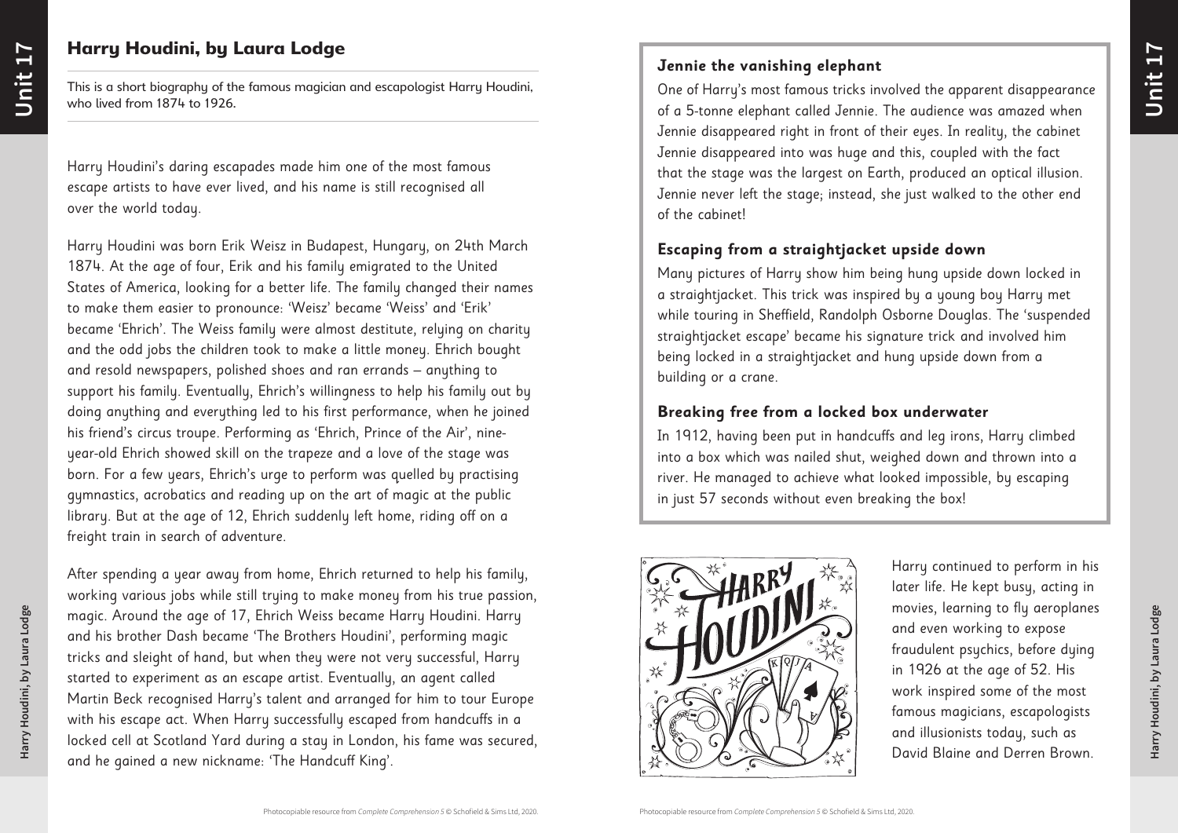## Harry Houdini, by Laura Lodge

This is a short biography of the famous magician and escapologist Harry Houdini, who lived from 1874 to 1926.

Harry Houdini's daring escapades made him one of the most famous escape artists to have ever lived, and his name is still recognised all over the world today.

Harry Houdini was born Erik Weisz in Budapest, Hungary, on 24th March 1874. At the age of four, Erik and his family emigrated to the United States of America, looking for a better life. The family changed their names to make them easier to pronounce: 'Weisz' became 'Weiss' and 'Erik' became 'Ehrich'. The Weiss family were almost destitute, relying on charity and the odd jobs the children took to make a little money. Ehrich bought and resold newspapers, polished shoes and ran errands – anything to support his family. Eventually, Ehrich's willingness to help his family out by doing anything and everything led to his first performance, when he joined his friend's circus troupe. Performing as 'Ehrich, Prince of the Air', nine-year-old Ehrich showed skill on the trapeze and a love of the stage was born. For a few years, Ehrich's urge to perform was quelled by practising gymnastics, acrobatics and reading up on the art of magic at the public library. But at the age of 12, Ehrich suddenly left home, riding off on a freight train in search of adventure.

After spending a year away from home, Ehrich returned to help his family, working various jobs while still trying to make money from his true passion, magic. Around the age of 17, Ehrich Weiss became Harry Houdini. Harry and his brother Dash became 'The Brothers Houdini', performing magic tricks and sleight of hand, but when they were not very successful, Harry started to experiment as an escape artist. Eventually, an agent called Martin Beck recognised Harry's talent and arranged for him to tour Europe with his escape act. When Harry successfully escaped from handcuffs in a locked cell at Scotland Yard during a stay in London, his fame was secured, and he gained a new nickname: 'The Handcuff King'.

### Jennie the vanishing elephant

One of Harry's most famous tricks involved the apparent disappearance of a 5-tonne elephant called Jennie. The audience was amazed when Jennie disappeared right in front of their eyes. In reality, the cabinet Jennie disappeared into was huge and this, coupled with the fact that the stage was the largest on Earth, produced an optical illusion. Jennie never left the stage; instead, she just walked to the other end of the cabinet!

### Escaping from a straightjacket upside down

Many pictures of Harry show him being hung upside down locked in a straightjacket. This trick was inspired by a young boy Harry met while touring in Sheffield, Randolph Osborne Douglas. The 'suspended straightjacket escape' became his signature trick and involved him being locked in a straightjacket and hung upside down from a building or a crane.

### Breaking free from a locked box underwater

In 1912, having been put in handcuffs and leg irons, Harry climbed into a box which was nailed shut, weighed down and thrown into a river. He managed to achieve what looked impossible, by escaping in just 57 seconds without even breaking the box!

Harry continued to perform in his later life. He kept busy, acting in movies, learning to fly aeroplanes and even working to expose fraudulent psychics, before dying in 1926 at the age of 52. His work inspired some of the most famous magicians, escapologists and illusionists today, such as David Blaine and Derren Brown.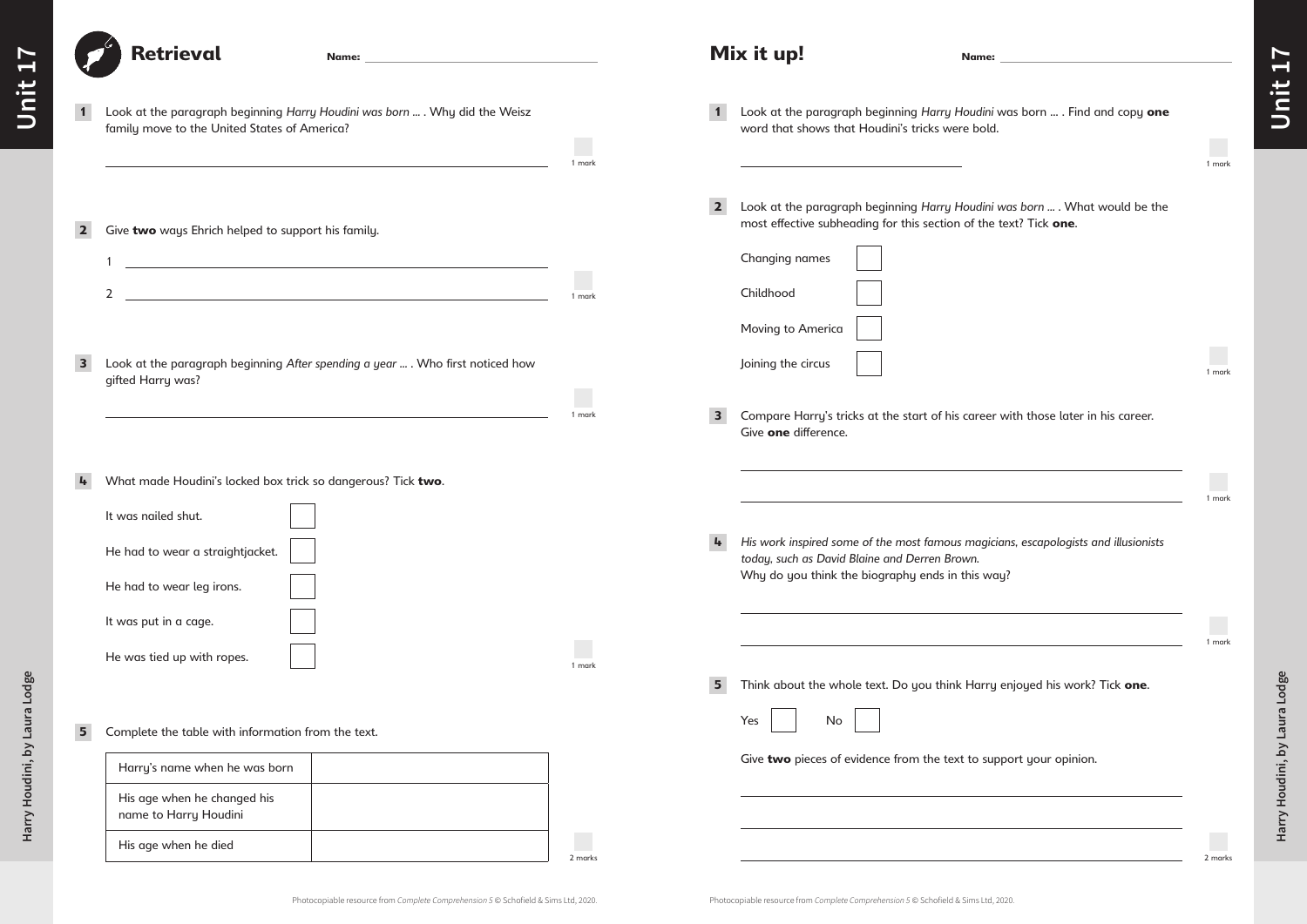# Retrieval

**Name:** ____________________

**1** Look at the paragraph beginning *Harry Houdini was born …* . Why did the Weisz family move to the United States of America?

_______________________________________________ 1 mark

**2** Give **two** ways Ehrich helped to support his family.

1 ____________________________________________

2 ____________________________________________ 1 mark

**3** Look at the paragraph beginning *After spending a year …* . Who first noticed how gifted Harry was?

_______________________________________________ 1 mark

**4** What made Houdini's locked box trick so dangerous? Tick **two**.

- It was nailed shut. ☐
- He had to wear a straightjacket. ☐
- He had to wear leg irons. ☐
- It was put in a cage. ☐
- He was tied up with ropes. ☐

1 mark

**5** Complete the table with information from the text.

| | |
|---|---|
| Harry's name when he was born | |
| His age when he changed his name to Harry Houdini | |
| His age when he died | |

2 marks

# Mix it up!

**Name:** ____________________

**1** Look at the paragraph beginning *Harry Houdini* was born … . Find and copy **one** word that shows that Houdini's tricks were bold.

_______________________ 1 mark

**2** Look at the paragraph beginning *Harry Houdini was born …* . What would be the most effective subheading for this section of the text? Tick **one**.

- Changing names ☐
- Childhood ☐
- Moving to America ☐
- Joining the circus ☐

1 mark

**3** Compare Harry's tricks at the start of his career with those later in his career. Give **one** difference.

_______________________________________________

_______________________________________________ 1 mark

**4** *His work inspired some of the most famous magicians, escapologists and illusionists today, such as David Blaine and Derren Brown.*
Why do you think the biography ends in this way?

_______________________________________________

_______________________________________________ 1 mark

**5** Think about the whole text. Do you think Harry enjoyed his work? Tick **one**.

Yes ☐ No ☐

Give **two** pieces of evidence from the text to support your opinion.

_______________________________________________

_______________________________________________

_______________________________________________ 2 marks